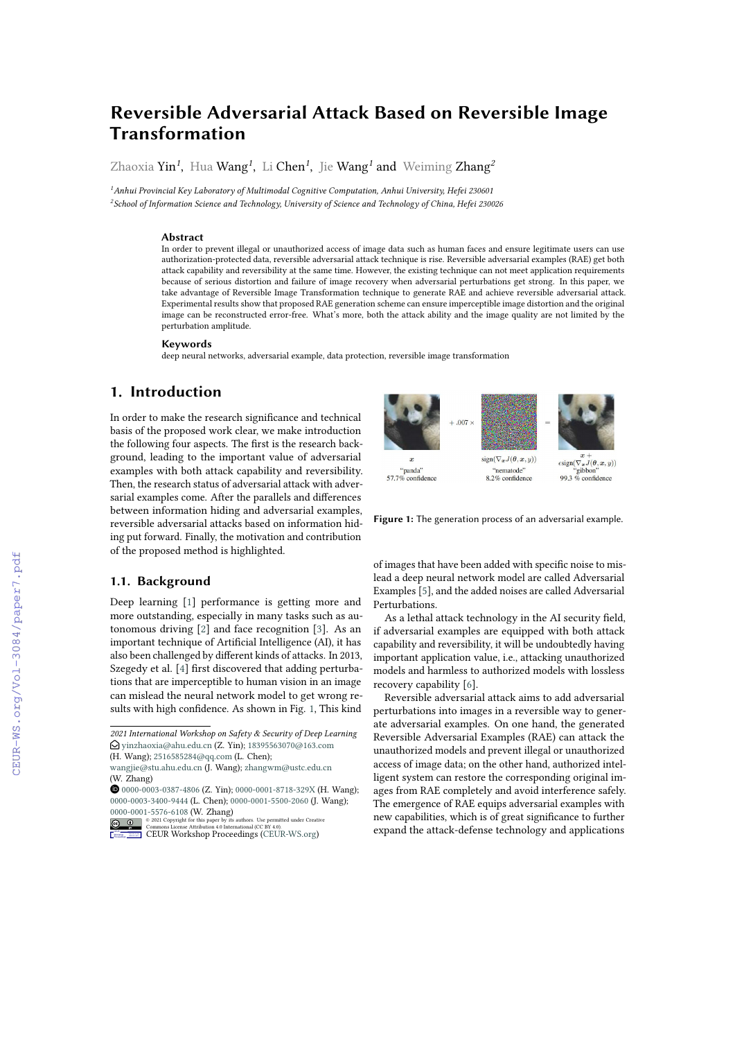# Reversible Adversarial Attack Based on Reversible Image Transformation

Zhaoxia Yin[1], Hua Wang[1], Li Chen[1], Jie Wang[1] and Weiming Zhang[2]

[1]Anhui Provincial Key Laboratory of Multimodal Cognitive Computation, Anhui University, Hefei 230601
[2]School of Information Science and Technology, University of Science and Technology of China, Hefei 230026

### Abstract

In order to prevent illegal or unauthorized access of image data such as human faces and ensure legitimate users can use authorization-protected data, reversible adversarial attack technique is rise. Reversible adversarial examples (RAE) get both attack capability and reversibility at the same time. However, the existing technique can not meet application requirements because of serious distortion and failure of image recovery when adversarial perturbations get strong. In this paper, we take advantage of Reversible Image Transformation technique to generate RAE and achieve reversible adversarial attack. Experimental results show that proposed RAE generation scheme can ensure imperceptible image distortion and the original image can be reconstructed error-free. What's more, both the attack ability and the image quality are not limited by the perturbation amplitude.

### Keywords

deep neural networks, adversarial example, data protection, reversible image transformation

## 1. Introduction

In order to make the research significance and technical basis of the proposed work clear, we make introduction the following four aspects. The first is the research background, leading to the important value of adversarial examples with both attack capability and reversibility. Then, the research status of adversarial attack with adversarial examples come. After the parallels and differences between information hiding and adversarial examples, reversible adversarial attacks based on information hiding put forward. Finally, the motivation and contribution of the proposed method is highlighted.

### 1.1. Background

Deep learning [1] performance is getting more and more outstanding, especially in many tasks such as autonomous driving [2] and face recognition [3]. As an important technique of Artificial Intelligence (AI), it has also been challenged by different kinds of attacks. In 2013, Szegedy et al. [4] first discovered that adding perturbations that are imperceptible to human vision in an image can mislead the neural network model to get wrong results with high confidence. As shown in Fig. 1, This kind of images that have been added with specific noise to mislead a deep neural network model are called Adversarial Examples [5], and the added noises are called Adversarial Perturbations.

$x$ "panda" 57.7% confidence $+ .007 \times$ $\text{sign}(\nabla_x J(\theta, x, y))$ "nematode" 8.2% confidence $=$ $x + \epsilon\text{sign}(\nabla_x J(\theta, x, y))$ "gibbon" 99.3 % confidence

**Figure 1:** The generation process of an adversarial example.

As a lethal attack technology in the AI security field, if adversarial examples are equipped with both attack capability and reversibility, it will be undoubtedly having important application value, i.e., attacking unauthorized models and harmless to authorized models with lossless recovery capability [6].

Reversible adversarial attack aims to add adversarial perturbations into images in a reversible way to generate adversarial examples. On one hand, the generated Reversible Adversarial Examples (RAE) can attack the unauthorized models and prevent illegal or unauthorized access of image data; on the other hand, authorized intelligent system can restore the corresponding original images from RAE completely and avoid interference safely. The emergence of RAE equips adversarial examples with new capabilities, which is of great significance to further expand the attack-defense technology and applications

---

*2021 International Workshop on Safety & Security of Deep Learning*
yinzhaoxia@ahu.edu.cn (Z. Yin); 18395563070@163.com (H. Wang); 2516585284@qq.com (L. Chen); wangjie@stu.ahu.edu.cn (J. Wang); zhangwm@ustc.edu.cn (W. Zhang)
0000-0003-0387-4806 (Z. Yin); 0000-0001-8718-329X (H. Wang); 0000-0003-3400-9444 (L. Chen); 0000-0001-5500-2060 (J. Wang); 0000-0001-5576-6108 (W. Zhang)
© 2021 Copyright for this paper by its authors. Use permitted under Creative Commons License Attribution 4.0 International (CC BY 4.0).
CEUR Workshop Proceedings (CEUR-WS.org)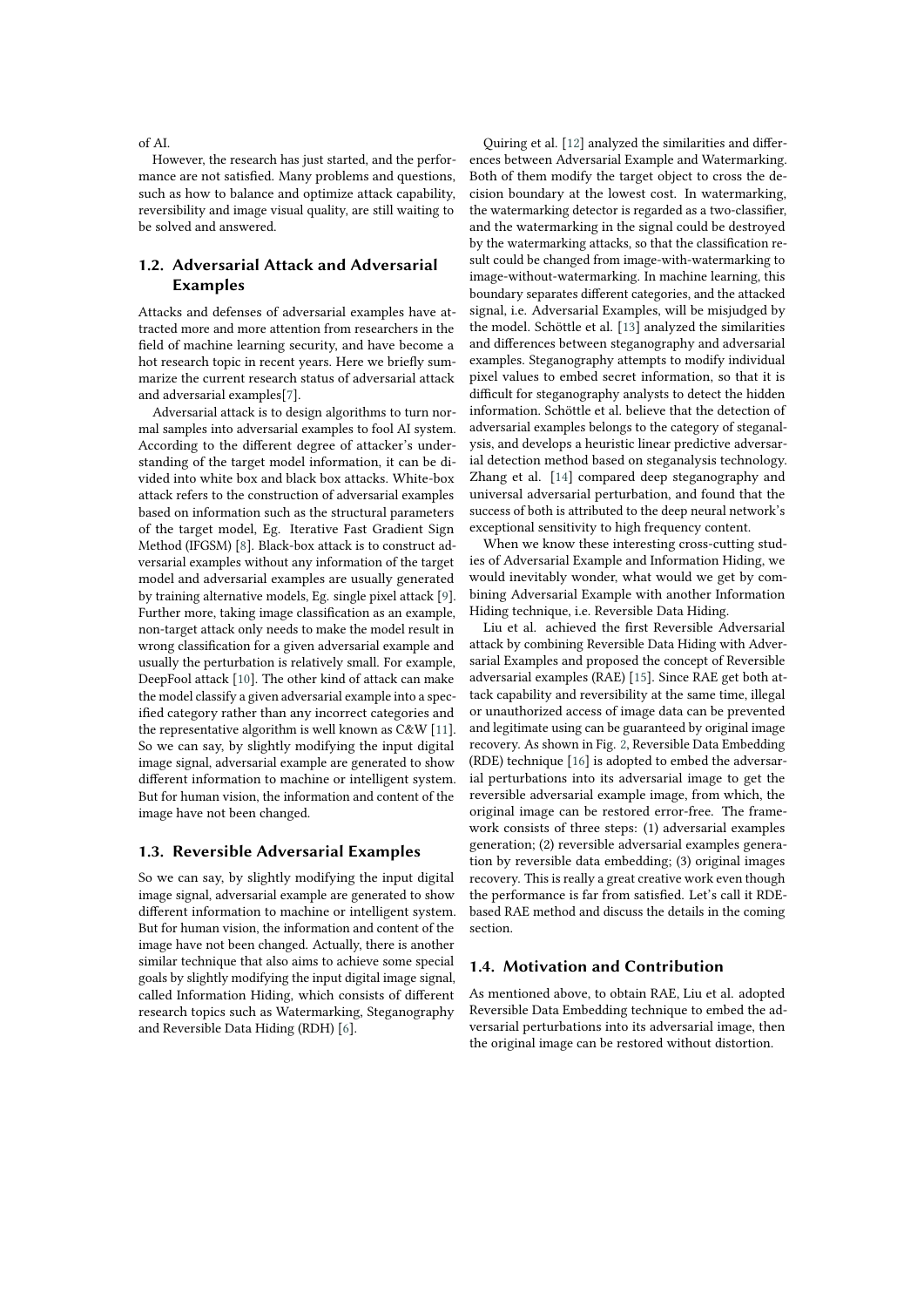of AI.

However, the research has just started, and the performance are not satisfied. Many problems and questions, such as how to balance and optimize attack capability, reversibility and image visual quality, are still waiting to be solved and answered.

## 1.2. Adversarial Attack and Adversarial Examples

Attacks and defenses of adversarial examples have attracted more and more attention from researchers in the field of machine learning security, and have become a hot research topic in recent years. Here we briefly summarize the current research status of adversarial attack and adversarial examples[7].

Adversarial attack is to design algorithms to turn normal samples into adversarial examples to fool AI system. According to the different degree of attacker's understanding of the target model information, it can be divided into white box and black box attacks. White-box attack refers to the construction of adversarial examples based on information such as the structural parameters of the target model, Eg. Iterative Fast Gradient Sign Method (IFGSM) [8]. Black-box attack is to construct adversarial examples without any information of the target model and adversarial examples are usually generated by training alternative models, Eg. single pixel attack [9]. Further more, taking image classification as an example, non-target attack only needs to make the model result in wrong classification for a given adversarial example and usually the perturbation is relatively small. For example, DeepFool attack [10]. The other kind of attack can make the model classify a given adversarial example into a specified category rather than any incorrect categories and the representative algorithm is well known as C&W [11]. So we can say, by slightly modifying the input digital image signal, adversarial example are generated to show different information to machine or intelligent system. But for human vision, the information and content of the image have not been changed.

## 1.3. Reversible Adversarial Examples

So we can say, by slightly modifying the input digital image signal, adversarial example are generated to show different information to machine or intelligent system. But for human vision, the information and content of the image have not been changed. Actually, there is another similar technique that also aims to achieve some special goals by slightly modifying the input digital image signal, called Information Hiding, which consists of different research topics such as Watermarking, Steganography and Reversible Data Hiding (RDH) [6].

Quiring et al. [12] analyzed the similarities and differences between Adversarial Example and Watermarking. Both of them modify the target object to cross the decision boundary at the lowest cost. In watermarking, the watermarking detector is regarded as a two-classifier, and the watermarking in the signal could be destroyed by the watermarking attacks, so that the classification result could be changed from image-with-watermarking to image-without-watermarking. In machine learning, this boundary separates different categories, and the attacked signal, i.e. Adversarial Examples, will be misjudged by the model. Schöttle et al. [13] analyzed the similarities and differences between steganography and adversarial examples. Steganography attempts to modify individual pixel values to embed secret information, so that it is difficult for steganography analysts to detect the hidden information. Schöttle et al. believe that the detection of adversarial examples belongs to the category of steganalysis, and develops a heuristic linear predictive adversarial detection method based on steganalysis technology. Zhang et al. [14] compared deep steganography and universal adversarial perturbation, and found that the success of both is attributed to the deep neural network's exceptional sensitivity to high frequency content.

When we know these interesting cross-cutting studies of Adversarial Example and Information Hiding, we would inevitably wonder, what would we get by combining Adversarial Example with another Information Hiding technique, i.e. Reversible Data Hiding.

Liu et al. achieved the first Reversible Adversarial attack by combining Reversible Data Hiding with Adversarial Examples and proposed the concept of Reversible adversarial examples (RAE) [15]. Since RAE get both attack capability and reversibility at the same time, illegal or unauthorized access of image data can be prevented and legitimate using can be guaranteed by original image recovery. As shown in Fig. 2, Reversible Data Embedding (RDE) technique [16] is adopted to embed the adversarial perturbations into its adversarial image to get the reversible adversarial example image, from which, the original image can be restored error-free. The framework consists of three steps: (1) adversarial examples generation; (2) reversible adversarial examples generation by reversible data embedding; (3) original images recovery. This is really a great creative work even though the performance is far from satisfied. Let's call it RDE-based RAE method and discuss the details in the coming section.

## 1.4. Motivation and Contribution

As mentioned above, to obtain RAE, Liu et al. adopted Reversible Data Embedding technique to embed the adversarial perturbations into its adversarial image, then the original image can be restored without distortion.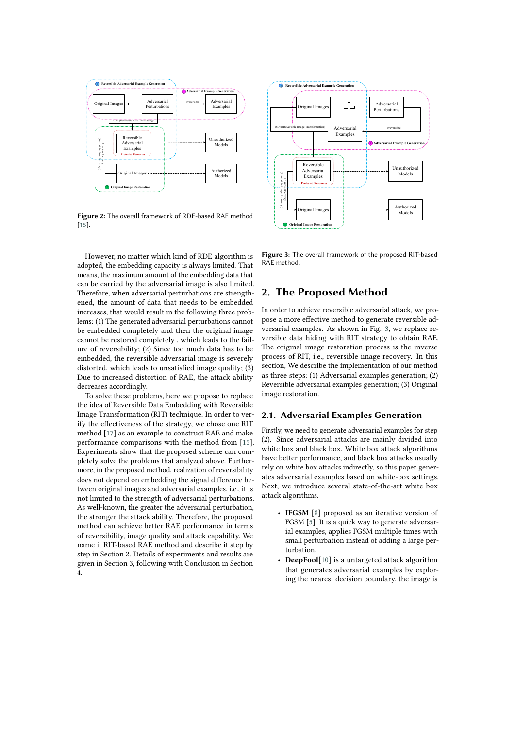Figure 2: The overall framework of RDE-based RAE method [15].

Figure 3: The overall framework of the proposed RIT-based RAE method.

However, no matter which kind of RDE algorithm is adopted, the embedding capacity is always limited. That means, the maximum amount of the embedding data that can be carried by the adversarial image is also limited. Therefore, when adversarial perturbations are strengthened, the amount of data that needs to be embedded increases, that would result in the following three problems: (1) The generated adversarial perturbations cannot be embedded completely and then the original image cannot be restored completely , which leads to the failure of reversibility; (2) Since too much data has to be embedded, the reversible adversarial image is severely distorted, which leads to unsatisfied image quality; (3) Due to increased distortion of RAE, the attack ability decreases accordingly.

To solve these problems, here we propose to replace the idea of Reversible Data Embedding with Reversible Image Transformation (RIT) technique. In order to verify the effectiveness of the strategy, we chose one RIT method [17] as an example to construct RAE and make performance comparisons with the method from [15]. Experiments show that the proposed scheme can completely solve the problems that analyzed above. Furthermore, in the proposed method, realization of reversibility does not depend on embedding the signal difference between original images and adversarial examples, i.e., it is not limited to the strength of adversarial perturbations. As well-known, the greater the adversarial perturbation, the stronger the attack ability. Therefore, the proposed method can achieve better RAE performance in terms of reversibility, image quality and attack capability. We name it RIT-based RAE method and describe it step by step in Section 2. Details of experiments and results are given in Section 3, following with Conclusion in Section 4.

## 2. The Proposed Method

In order to achieve reversible adversarial attack, we propose a more effective method to generate reversible adversarial examples. As shown in Fig. 3, we replace reversible data hiding with RIT strategy to obtain RAE. The original image restoration process is the inverse process of RIT, i.e., reversible image recovery. In this section, We describe the implementation of our method as three steps: (1) Adversarial examples generation; (2) Reversible adversarial examples generation; (3) Original image restoration.

### 2.1. Adversarial Examples Generation

Firstly, we need to generate adversarial examples for step (2). Since adversarial attacks are mainly divided into white box and black box. White box attack algorithms have better performance, and black box attacks usually rely on white box attacks indirectly, so this paper generates adversarial examples based on white-box settings. Next, we introduce several state-of-the-art white box attack algorithms.

- **IFGSM** [8] proposed as an iterative version of FGSM [5]. It is a quick way to generate adversarial examples, applies FGSM multiple times with small perturbation instead of adding a large perturbation.
- **DeepFool**[10] is a untargeted attack algorithm that generates adversarial examples by exploring the nearest decision boundary, the image is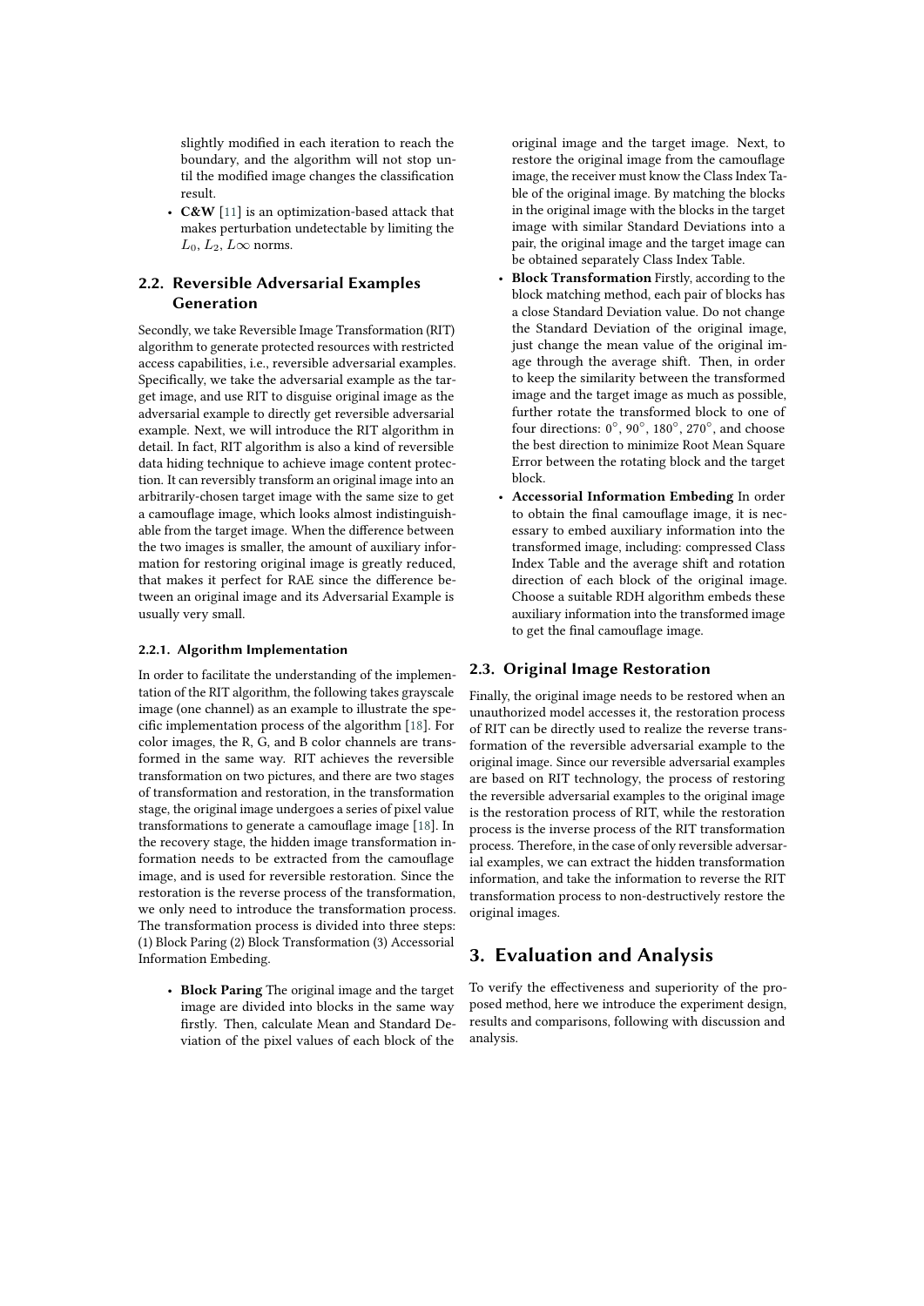slightly modified in each iteration to reach the boundary, and the algorithm will not stop until the modified image changes the classification result.

- **C&W** [11] is an optimization-based attack that makes perturbation undetectable by limiting the $L_0$, $L_2$, $L\infty$ norms.

## 2.2. Reversible Adversarial Examples Generation

Secondly, we take Reversible Image Transformation (RIT) algorithm to generate protected resources with restricted access capabilities, i.e., reversible adversarial examples. Specifically, we take the adversarial example as the target image, and use RIT to disguise original image as the adversarial example to directly get reversible adversarial example. Next, we will introduce the RIT algorithm in detail. In fact, RIT algorithm is also a kind of reversible data hiding technique to achieve image content protection. It can reversibly transform an original image into an arbitrarily-chosen target image with the same size to get a camouflage image, which looks almost indistinguishable from the target image. When the difference between the two images is smaller, the amount of auxiliary information for restoring original image is greatly reduced, that makes it perfect for RAE since the difference between an original image and its Adversarial Example is usually very small.

### 2.2.1. Algorithm Implementation

In order to facilitate the understanding of the implementation of the RIT algorithm, the following takes grayscale image (one channel) as an example to illustrate the specific implementation process of the algorithm [18]. For color images, the R, G, and B color channels are transformed in the same way. RIT achieves the reversible transformation on two pictures, and there are two stages of transformation and restoration, in the transformation stage, the original image undergoes a series of pixel value transformations to generate a camouflage image [18]. In the recovery stage, the hidden image transformation information needs to be extracted from the camouflage image, and is used for reversible restoration. Since the restoration is the reverse process of the transformation, we only need to introduce the transformation process. The transformation process is divided into three steps: (1) Block Paring (2) Block Transformation (3) Accessorial Information Embeding.

- **Block Paring** The original image and the target image are divided into blocks in the same way firstly. Then, calculate Mean and Standard Deviation of the pixel values of each block of the original image and the target image. Next, to restore the original image from the camouflage image, the receiver must know the Class Index Table of the original image. By matching the blocks in the original image with the blocks in the target image with similar Standard Deviations into a pair, the original image and the target image can be obtained separately Class Index Table.
- **Block Transformation** Firstly, according to the block matching method, each pair of blocks has a close Standard Deviation value. Do not change the Standard Deviation of the original image, just change the mean value of the original image through the average shift. Then, in order to keep the similarity between the transformed image and the target image as much as possible, further rotate the transformed block to one of four directions: $0^\circ$, $90^\circ$, $180^\circ$, $270^\circ$, and choose the best direction to minimize Root Mean Square Error between the rotating block and the target block.
- **Accessorial Information Embeding** In order to obtain the final camouflage image, it is necessary to embed auxiliary information into the transformed image, including: compressed Class Index Table and the average shift and rotation direction of each block of the original image. Choose a suitable RDH algorithm embeds these auxiliary information into the transformed image to get the final camouflage image.

## 2.3. Original Image Restoration

Finally, the original image needs to be restored when an unauthorized model accesses it, the restoration process of RIT can be directly used to realize the reverse transformation of the reversible adversarial example to the original image. Since our reversible adversarial examples are based on RIT technology, the process of restoring the reversible adversarial examples to the original image is the restoration process of RIT, while the restoration process is the inverse process of the RIT transformation process. Therefore, in the case of only reversible adversarial examples, we can extract the hidden transformation information, and take the information to reverse the RIT transformation process to non-destructively restore the original images.

# 3. Evaluation and Analysis

To verify the effectiveness and superiority of the proposed method, here we introduce the experiment design, results and comparisons, following with discussion and analysis.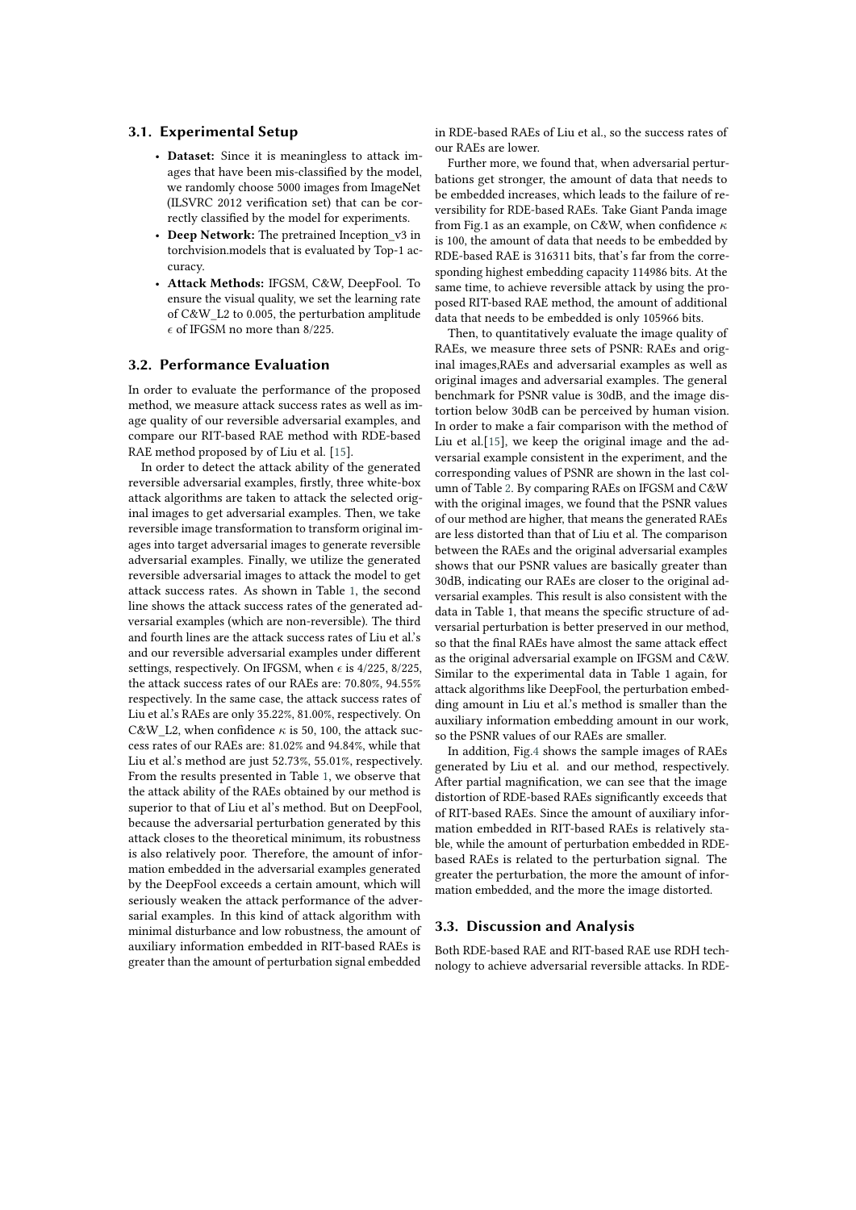### 3.1. Experimental Setup

- **Dataset:** Since it is meaningless to attack images that have been mis-classified by the model, we randomly choose 5000 images from ImageNet (ILSVRC 2012 verification set) that can be correctly classified by the model for experiments.
- **Deep Network:** The pretrained Inception_v3 in torchvision.models that is evaluated by Top-1 accuracy.
- **Attack Methods:** IFGSM, C&W, DeepFool. To ensure the visual quality, we set the learning rate of C&W_L2 to 0.005, the perturbation amplitude $\epsilon$ of IFGSM no more than 8/225.

### 3.2. Performance Evaluation

In order to evaluate the performance of the proposed method, we measure attack success rates as well as image quality of our reversible adversarial examples, and compare our RIT-based RAE method with RDE-based RAE method proposed by of Liu et al. [15].

In order to detect the attack ability of the generated reversible adversarial examples, firstly, three white-box attack algorithms are taken to attack the selected original images to get adversarial examples. Then, we take reversible image transformation to transform original images into target adversarial images to generate reversible adversarial examples. Finally, we utilize the generated reversible adversarial images to attack the model to get attack success rates. As shown in Table 1, the second line shows the attack success rates of the generated adversarial examples (which are non-reversible). The third and fourth lines are the attack success rates of Liu et al.'s and our reversible adversarial examples under different settings, respectively. On IFGSM, when $\epsilon$ is 4/225, 8/225, the attack success rates of our RAEs are: 70.80%, 94.55% respectively. In the same case, the attack success rates of Liu et al.'s RAEs are only 35.22%, 81.00%, respectively. On C&W_L2, when confidence $\kappa$ is 50, 100, the attack success rates of our RAEs are: 81.02% and 94.84%, while that Liu et al.'s method are just 52.73%, 55.01%, respectively. From the results presented in Table 1, we observe that the attack ability of the RAEs obtained by our method is superior to that of Liu et al's method. But on DeepFool, because the adversarial perturbation generated by this attack closes to the theoretical minimum, its robustness is also relatively poor. Therefore, the amount of information embedded in the adversarial examples generated by the DeepFool exceeds a certain amount, which will seriously weaken the attack performance of the adversarial examples. In this kind of attack algorithm with minimal disturbance and low robustness, the amount of auxiliary information embedded in RIT-based RAEs is greater than the amount of perturbation signal embedded in RDE-based RAEs of Liu et al., so the success rates of our RAEs are lower.

Further more, we found that, when adversarial perturbations get stronger, the amount of data that needs to be embedded increases, which leads to the failure of reversibility for RDE-based RAEs. Take Giant Panda image from Fig.1 as an example, on C&W, when confidence $\kappa$ is 100, the amount of data that needs to be embedded by RDE-based RAE is 316311 bits, that's far from the corresponding highest embedding capacity 114986 bits. At the same time, to achieve reversible attack by using the proposed RIT-based RAE method, the amount of additional data that needs to be embedded is only 105966 bits.

Then, to quantitatively evaluate the image quality of RAEs, we measure three sets of PSNR: RAEs and original images,RAEs and adversarial examples as well as original images and adversarial examples. The general benchmark for PSNR value is 30dB, and the image distortion below 30dB can be perceived by human vision. In order to make a fair comparison with the method of Liu et al.[15], we keep the original image and the adversarial example consistent in the experiment, and the corresponding values of PSNR are shown in the last column of Table 2. By comparing RAEs on IFGSM and C&W with the original images, we found that the PSNR values of our method are higher, that means the generated RAEs are less distorted than that of Liu et al. The comparison between the RAEs and the original adversarial examples shows that our PSNR values are basically greater than 30dB, indicating our RAEs are closer to the original adversarial examples. This result is also consistent with the data in Table 1, that means the specific structure of adversarial perturbation is better preserved in our method, so that the final RAEs have almost the same attack effect as the original adversarial example on IFGSM and C&W. Similar to the experimental data in Table 1 again, for attack algorithms like DeepFool, the perturbation embedding amount in Liu et al.'s method is smaller than the auxiliary information embedding amount in our work, so the PSNR values of our RAEs are smaller.

In addition, Fig.4 shows the sample images of RAEs generated by Liu et al. and our method, respectively. After partial magnification, we can see that the image distortion of RDE-based RAEs significantly exceeds that of RIT-based RAEs. Since the amount of auxiliary information embedded in RIT-based RAEs is relatively stable, while the amount of perturbation embedded in RDE-based RAEs is related to the perturbation signal. The greater the perturbation, the more the amount of information embedded, and the more the image distorted.

### 3.3. Discussion and Analysis

Both RDE-based RAE and RIT-based RAE use RDH technology to achieve adversarial reversible attacks. In RDE-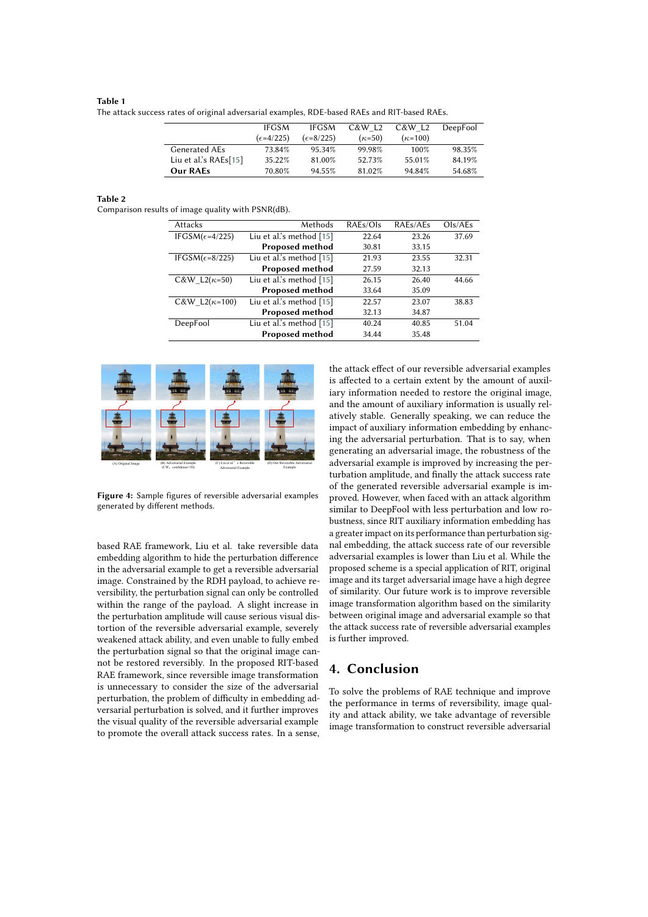**Table 1**
The attack success rates of original adversarial examples, RDE-based RAEs and RIT-based RAEs.

| | IFGSM ($\epsilon$=4/225) | IFGSM ($\epsilon$=8/225) | C&W_L2 ($\kappa$=50) | C&W_L2 ($\kappa$=100) | DeepFool |
|---|---|---|---|---|---|
| Generated AEs | 73.84% | 95.34% | 99.98% | 100% | 98.35% |
| Liu et al.'s RAEs[15] | 35.22% | 81.00% | 52.73% | 55.01% | 84.19% |
| **Our RAEs** | 70.80% | 94.55% | 81.02% | 94.84% | 54.68% |

**Table 2**
Comparison results of image quality with PSNR(dB).

| Attacks | Methods | RAEs/OIs | RAEs/AEs | OIs/AEs |
|---|---|---|---|---|
| IFGSM($\epsilon$=4/225) | Liu et al.'s method [15] | 22.64 | 23.26 | 37.69 |
| | **Proposed method** | 30.81 | 33.15 | |
| IFGSM($\epsilon$=8/225) | Liu et al.'s method [15] | 21.93 | 23.55 | 32.31 |
| | **Proposed method** | 27.59 | 32.13 | |
| C&W_L2($\kappa$=50) | Liu et al.'s method [15] | 26.15 | 26.40 | 44.66 |
| | **Proposed method** | 33.64 | 35.09 | |
| C&W_L2($\kappa$=100) | Liu et al.'s method [15] | 22.57 | 23.07 | 38.83 |
| | **Proposed method** | 32.13 | 34.87 | |
| DeepFool | Liu et al.'s method [15] | 40.24 | 40.85 | 51.04 |
| | **Proposed method** | 34.44 | 35.48 | |

(A) Original Image (B) Adversarial Example (CW, confidence=50) (C) Liu et al's Reversible Adversarial Example (D) Our Reversible Adversarial Example

**Figure 4:** Sample figures of reversible adversarial examples generated by different methods.

based RAE framework, Liu et al. take reversible data embedding algorithm to hide the perturbation difference in the adversarial example to get a reversible adversarial image. Constrained by the RDH payload, to achieve reversibility, the perturbation signal can only be controlled within the range of the payload. A slight increase in the perturbation amplitude will cause serious visual distortion of the reversible adversarial example, severely weakened attack ability, and even unable to fully embed the perturbation signal so that the original image cannot be restored reversibly. In the proposed RIT-based RAE framework, since reversible image transformation is unnecessary to consider the size of the adversarial perturbation, the problem of difficulty in embedding adversarial perturbation is solved, and it further improves the visual quality of the reversible adversarial example to promote the overall attack success rates. In a sense, the attack effect of our reversible adversarial examples is affected to a certain extent by the amount of auxiliary information needed to restore the original image, and the amount of auxiliary information is usually relatively stable. Generally speaking, we can reduce the impact of auxiliary information embedding by enhancing the adversarial perturbation. That is to say, when generating an adversarial image, the robustness of the adversarial example is improved by increasing the perturbation amplitude, and finally the attack success rate of the generated reversible adversarial example is improved. However, when faced with an attack algorithm similar to DeepFool with less perturbation and low robustness, since RIT auxiliary information embedding has a greater impact on its performance than perturbation signal embedding, the attack success rate of our reversible adversarial examples is lower than Liu et al. While the proposed scheme is a special application of RIT, original image and its target adversarial image have a high degree of similarity. Our future work is to improve reversible image transformation algorithm based on the similarity between original image and adversarial example so that the attack success rate of reversible adversarial examples is further improved.

## 4. Conclusion

To solve the problems of RAE technique and improve the performance in terms of reversibility, image quality and attack ability, we take advantage of reversible image transformation to construct reversible adversarial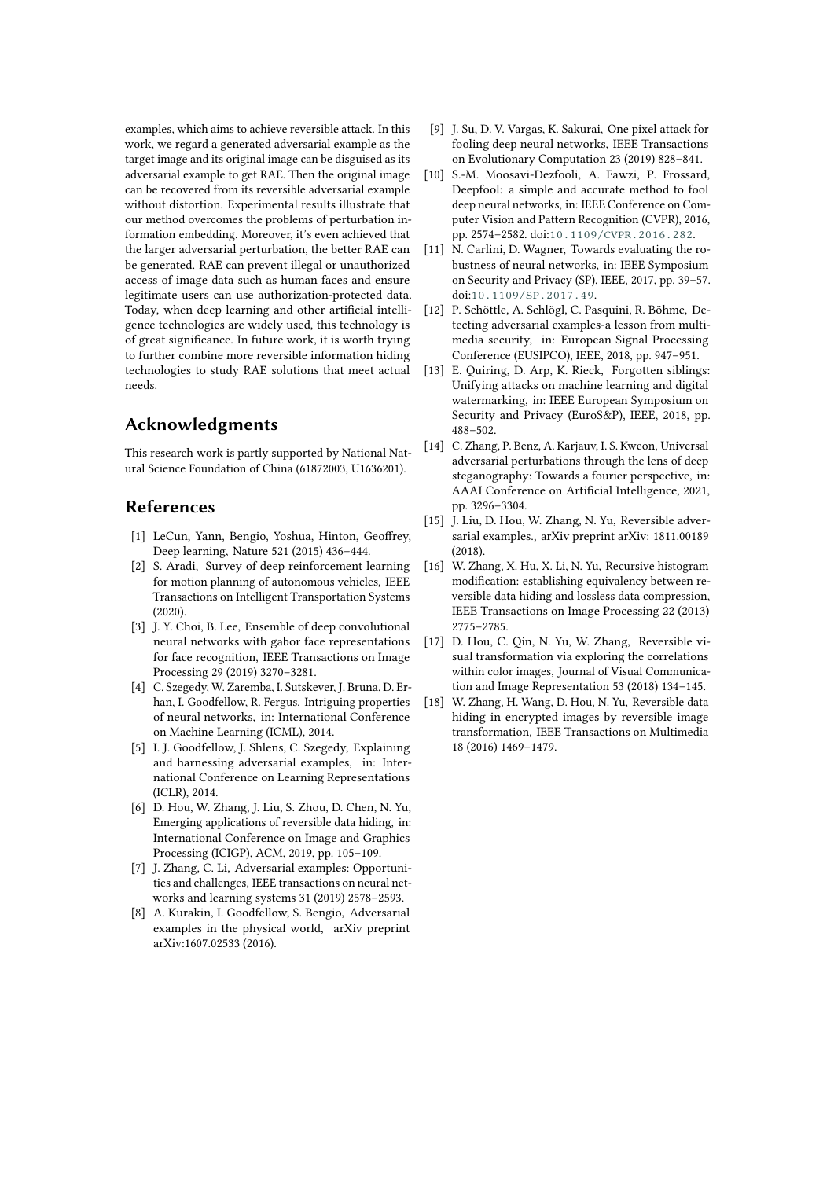examples, which aims to achieve reversible attack. In this work, we regard a generated adversarial example as the target image and its original image can be disguised as its adversarial example to get RAE. Then the original image can be recovered from its reversible adversarial example without distortion. Experimental results illustrate that our method overcomes the problems of perturbation information embedding. Moreover, it's even achieved that the larger adversarial perturbation, the better RAE can be generated. RAE can prevent illegal or unauthorized access of image data such as human faces and ensure legitimate users can use authorization-protected data. Today, when deep learning and other artificial intelligence technologies are widely used, this technology is of great significance. In future work, it is worth trying to further combine more reversible information hiding technologies to study RAE solutions that meet actual needs.

## Acknowledgments

This research work is partly supported by National Natural Science Foundation of China (61872003, U1636201).

## References

[1] LeCun, Yann, Bengio, Yoshua, Hinton, Geoffrey, Deep learning, Nature 521 (2015) 436–444.

[2] S. Aradi, Survey of deep reinforcement learning for motion planning of autonomous vehicles, IEEE Transactions on Intelligent Transportation Systems (2020).

[3] J. Y. Choi, B. Lee, Ensemble of deep convolutional neural networks with gabor face representations for face recognition, IEEE Transactions on Image Processing 29 (2019) 3270–3281.

[4] C. Szegedy, W. Zaremba, I. Sutskever, J. Bruna, D. Erhan, I. Goodfellow, R. Fergus, Intriguing properties of neural networks, in: International Conference on Machine Learning (ICML), 2014.

[5] I. J. Goodfellow, J. Shlens, C. Szegedy, Explaining and harnessing adversarial examples, in: International Conference on Learning Representations (ICLR), 2014.

[6] D. Hou, W. Zhang, J. Liu, S. Zhou, D. Chen, N. Yu, Emerging applications of reversible data hiding, in: International Conference on Image and Graphics Processing (ICIGP), ACM, 2019, pp. 105–109.

[7] J. Zhang, C. Li, Adversarial examples: Opportunities and challenges, IEEE transactions on neural networks and learning systems 31 (2019) 2578–2593.

[8] A. Kurakin, I. Goodfellow, S. Bengio, Adversarial examples in the physical world, arXiv preprint arXiv:1607.02533 (2016).

[9] J. Su, D. V. Vargas, K. Sakurai, One pixel attack for fooling deep neural networks, IEEE Transactions on Evolutionary Computation 23 (2019) 828–841.

[10] S.-M. Moosavi-Dezfooli, A. Fawzi, P. Frossard, Deepfool: a simple and accurate method to fool deep neural networks, in: IEEE Conference on Computer Vision and Pattern Recognition (CVPR), 2016, pp. 2574–2582. doi:10.1109/CVPR.2016.282.

[11] N. Carlini, D. Wagner, Towards evaluating the robustness of neural networks, in: IEEE Symposium on Security and Privacy (SP), IEEE, 2017, pp. 39–57. doi:10.1109/SP.2017.49.

[12] P. Schöttle, A. Schlögl, C. Pasquini, R. Böhme, Detecting adversarial examples-a lesson from multimedia security, in: European Signal Processing Conference (EUSIPCO), IEEE, 2018, pp. 947–951.

[13] E. Quiring, D. Arp, K. Rieck, Forgotten siblings: Unifying attacks on machine learning and digital watermarking, in: IEEE European Symposium on Security and Privacy (EuroS&P), IEEE, 2018, pp. 488–502.

[14] C. Zhang, P. Benz, A. Karjauv, I. S. Kweon, Universal adversarial perturbations through the lens of deep steganography: Towards a fourier perspective, in: AAAI Conference on Artificial Intelligence, 2021, pp. 3296–3304.

[15] J. Liu, D. Hou, W. Zhang, N. Yu, Reversible adversarial examples., arXiv preprint arXiv: 1811.00189 (2018).

[16] W. Zhang, X. Hu, X. Li, N. Yu, Recursive histogram modification: establishing equivalency between reversible data hiding and lossless data compression, IEEE Transactions on Image Processing 22 (2013) 2775–2785.

[17] D. Hou, C. Qin, N. Yu, W. Zhang, Reversible visual transformation via exploring the correlations within color images, Journal of Visual Communication and Image Representation 53 (2018) 134–145.

[18] W. Zhang, H. Wang, D. Hou, N. Yu, Reversible data hiding in encrypted images by reversible image transformation, IEEE Transactions on Multimedia 18 (2016) 1469–1479.